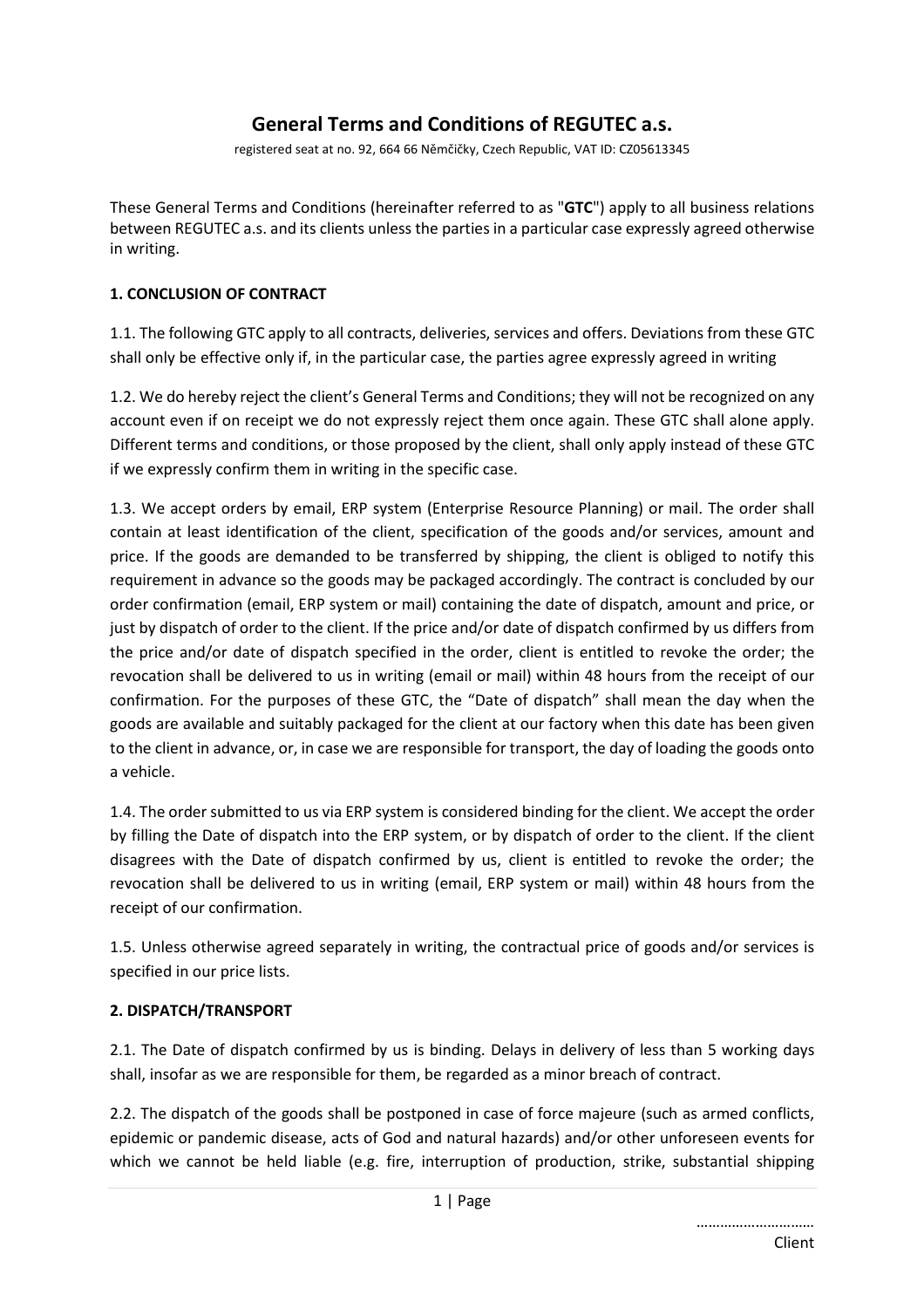# General Terms and Conditions of REGUTEC a.s.

registered seat at no. 92, 664 66 Němčičky, Czech Republic, VAT ID: CZ05613345

These General Terms and Conditions (hereinafter referred to as "**GTC**") apply to all business relations between REGUTEC a.s. and its clients unless the parties in a particular case expressly agreed otherwise in writing.

### 1. CONCLUSION OF CONTRACT

1.1. The following GTC apply to all contracts, deliveries, services and offers. Deviations from these GTC shall only be effective only if, in the particular case, the parties agree expressly agreed in writing

1.2. We do hereby reject the client's General Terms and Conditions; they will not be recognized on any account even if on receipt we do not expressly reject them once again. These GTC shall alone apply. Different terms and conditions, or those proposed by the client, shall only apply instead of these GTC if we expressly confirm them in writing in the specific case.

1.3. We accept orders by email, ERP system (Enterprise Resource Planning) or mail. The order shall contain at least identification of the client, specification of the goods and/or services, amount and price. If the goods are demanded to be transferred by shipping, the client is obliged to notify this requirement in advance so the goods may be packaged accordingly. The contract is concluded by our order confirmation (email, ERP system or mail) containing the date of dispatch, amount and price, or just by dispatch of order to the client. If the price and/or date of dispatch confirmed by us differs from the price and/or date of dispatch specified in the order, client is entitled to revoke the order; the revocation shall be delivered to us in writing (email or mail) within 48 hours from the receipt of our confirmation. For the purposes of these GTC, the "Date of dispatch" shall mean the day when the goods are available and suitably packaged for the client at our factory when this date has been given to the client in advance, or, in case we are responsible for transport, the day of loading the goods onto a vehicle.

1.4. The order submitted to us via ERP system is considered binding for the client. We accept the order by filling the Date of dispatch into the ERP system, or by dispatch of order to the client. If the client disagrees with the Date of dispatch confirmed by us, client is entitled to revoke the order; the revocation shall be delivered to us in writing (email, ERP system or mail) within 48 hours from the receipt of our confirmation.

1.5. Unless otherwise agreed separately in writing, the contractual price of goods and/or services is specified in our price lists.

### 2. DISPATCH/TRANSPORT

2.1. The Date of dispatch confirmed by us is binding. Delays in delivery of less than 5 working days shall, insofar as we are responsible for them, be regarded as a minor breach of contract.

2.2. The dispatch of the goods shall be postponed in case of force majeure (such as armed conflicts, epidemic or pandemic disease, acts of God and natural hazards) and/or other unforeseen events for which we cannot be held liable (e.g. fire, interruption of production, strike, substantial shipping

………………………
Client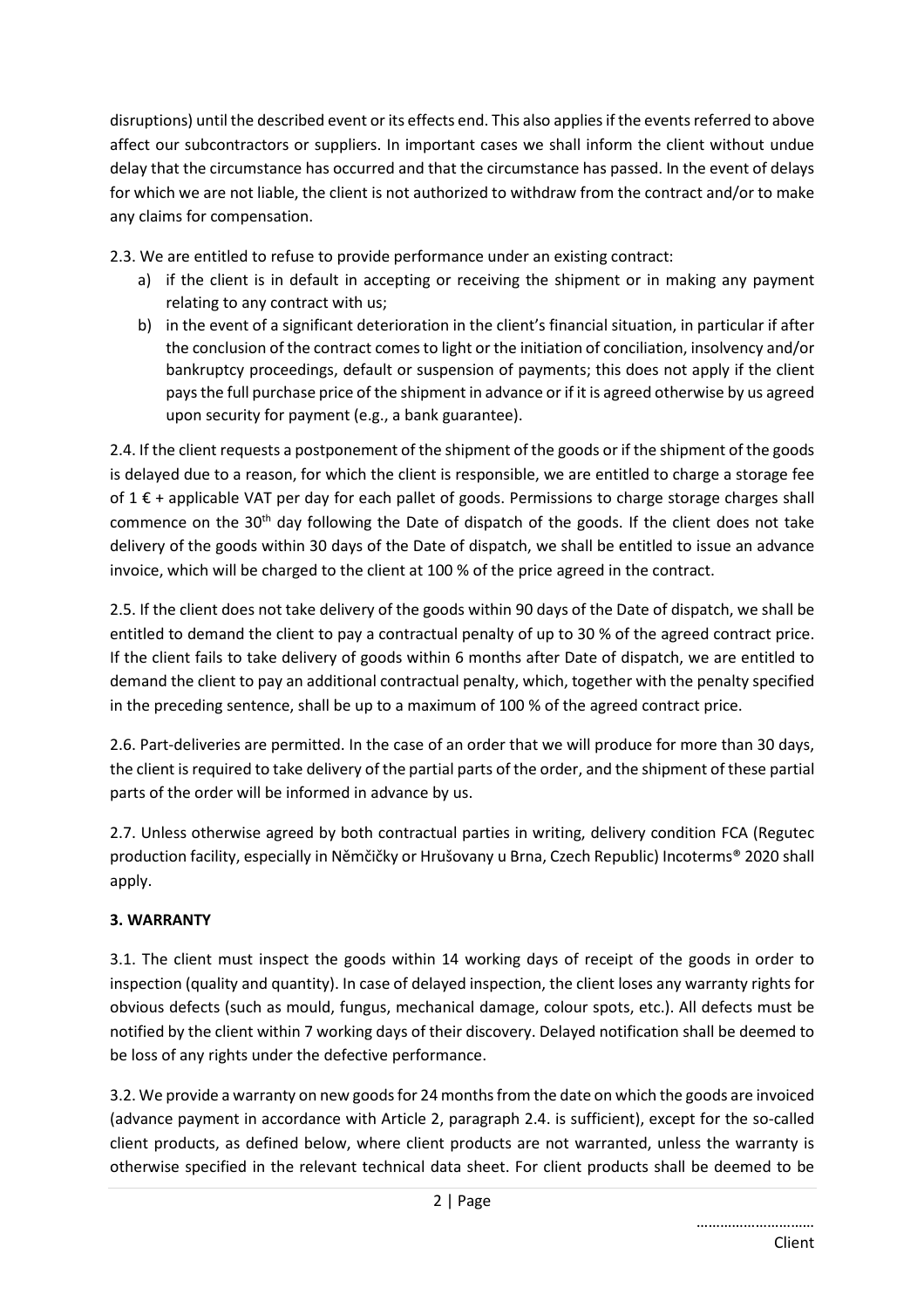disruptions) until the described event or its effects end. This also applies if the events referred to above affect our subcontractors or suppliers. In important cases we shall inform the client without undue delay that the circumstance has occurred and that the circumstance has passed. In the event of delays for which we are not liable, the client is not authorized to withdraw from the contract and/or to make any claims for compensation.

2.3. We are entitled to refuse to provide performance under an existing contract:

a) if the client is in default in accepting or receiving the shipment or in making any payment relating to any contract with us;
b) in the event of a significant deterioration in the client's financial situation, in particular if after the conclusion of the contract comes to light or the initiation of conciliation, insolvency and/or bankruptcy proceedings, default or suspension of payments; this does not apply if the client pays the full purchase price of the shipment in advance or if it is agreed otherwise by us agreed upon security for payment (e.g., a bank guarantee).

2.4. If the client requests a postponement of the shipment of the goods or if the shipment of the goods is delayed due to a reason, for which the client is responsible, we are entitled to charge a storage fee of 1 € + applicable VAT per day for each pallet of goods. Permissions to charge storage charges shall commence on the 30th day following the Date of dispatch of the goods. If the client does not take delivery of the goods within 30 days of the Date of dispatch, we shall be entitled to issue an advance invoice, which will be charged to the client at 100 % of the price agreed in the contract.

2.5. If the client does not take delivery of the goods within 90 days of the Date of dispatch, we shall be entitled to demand the client to pay a contractual penalty of up to 30 % of the agreed contract price. If the client fails to take delivery of goods within 6 months after Date of dispatch, we are entitled to demand the client to pay an additional contractual penalty, which, together with the penalty specified in the preceding sentence, shall be up to a maximum of 100 % of the agreed contract price.

2.6. Part-deliveries are permitted. In the case of an order that we will produce for more than 30 days, the client is required to take delivery of the partial parts of the order, and the shipment of these partial parts of the order will be informed in advance by us.

2.7. Unless otherwise agreed by both contractual parties in writing, delivery condition FCA (Regutec production facility, especially in Němčičky or Hrušovany u Brna, Czech Republic) Incoterms® 2020 shall apply.

## 3. WARRANTY

3.1. The client must inspect the goods within 14 working days of receipt of the goods in order to inspection (quality and quantity). In case of delayed inspection, the client loses any warranty rights for obvious defects (such as mould, fungus, mechanical damage, colour spots, etc.). All defects must be notified by the client within 7 working days of their discovery. Delayed notification shall be deemed to be loss of any rights under the defective performance.

3.2. We provide a warranty on new goods for 24 months from the date on which the goods are invoiced (advance payment in accordance with Article 2, paragraph 2.4. is sufficient), except for the so-called client products, as defined below, where client products are not warranted, unless the warranty is otherwise specified in the relevant technical data sheet. For client products shall be deemed to be

…………………………
Client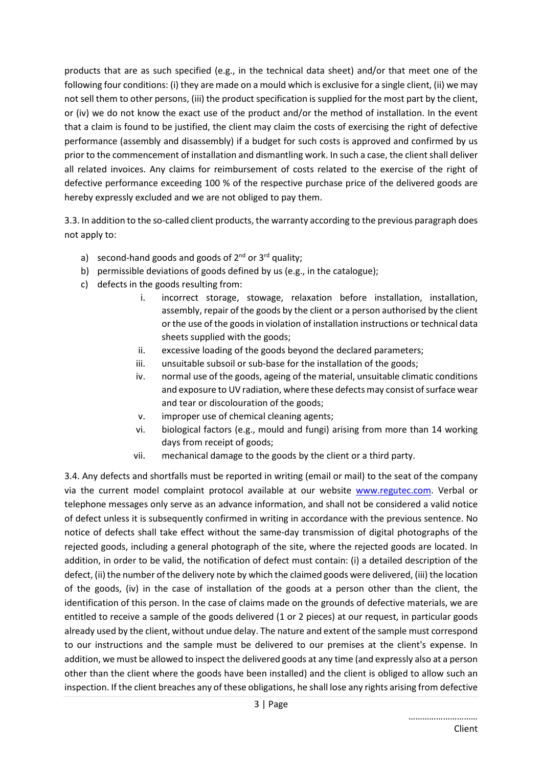products that are as such specified (e.g., in the technical data sheet) and/or that meet one of the following four conditions: (i) they are made on a mould which is exclusive for a single client, (ii) we may not sell them to other persons, (iii) the product specification is supplied for the most part by the client, or (iv) we do not know the exact use of the product and/or the method of installation. In the event that a claim is found to be justified, the client may claim the costs of exercising the right of defective performance (assembly and disassembly) if a budget for such costs is approved and confirmed by us prior to the commencement of installation and dismantling work. In such a case, the client shall deliver all related invoices. Any claims for reimbursement of costs related to the exercise of the right of defective performance exceeding 100 % of the respective purchase price of the delivered goods are hereby expressly excluded and we are not obliged to pay them.

3.3. In addition to the so-called client products, the warranty according to the previous paragraph does not apply to:

a) second-hand goods and goods of 2nd or 3rd quality;
b) permissible deviations of goods defined by us (e.g., in the catalogue);
c) defects in the goods resulting from:
   i. incorrect storage, stowage, relaxation before installation, installation, assembly, repair of the goods by the client or a person authorised by the client or the use of the goods in violation of installation instructions or technical data sheets supplied with the goods;
   ii. excessive loading of the goods beyond the declared parameters;
   iii. unsuitable subsoil or sub-base for the installation of the goods;
   iv. normal use of the goods, ageing of the material, unsuitable climatic conditions and exposure to UV radiation, where these defects may consist of surface wear and tear or discolouration of the goods;
   v. improper use of chemical cleaning agents;
   vi. biological factors (e.g., mould and fungi) arising from more than 14 working days from receipt of goods;
   vii. mechanical damage to the goods by the client or a third party.

3.4. Any defects and shortfalls must be reported in writing (email or mail) to the seat of the company via the current model complaint protocol available at our website www.regutec.com. Verbal or telephone messages only serve as an advance information, and shall not be considered a valid notice of defect unless it is subsequently confirmed in writing in accordance with the previous sentence. No notice of defects shall take effect without the same-day transmission of digital photographs of the rejected goods, including a general photograph of the site, where the rejected goods are located. In addition, in order to be valid, the notification of defect must contain: (i) a detailed description of the defect, (ii) the number of the delivery note by which the claimed goods were delivered, (iii) the location of the goods, (iv) in the case of installation of the goods at a person other than the client, the identification of this person. In the case of claims made on the grounds of defective materials, we are entitled to receive a sample of the goods delivered (1 or 2 pieces) at our request, in particular goods already used by the client, without undue delay. The nature and extent of the sample must correspond to our instructions and the sample must be delivered to our premises at the client's expense. In addition, we must be allowed to inspect the delivered goods at any time (and expressly also at a person other than the client where the goods have been installed) and the client is obliged to allow such an inspection. If the client breaches any of these obligations, he shall lose any rights arising from defective

…………………………
Client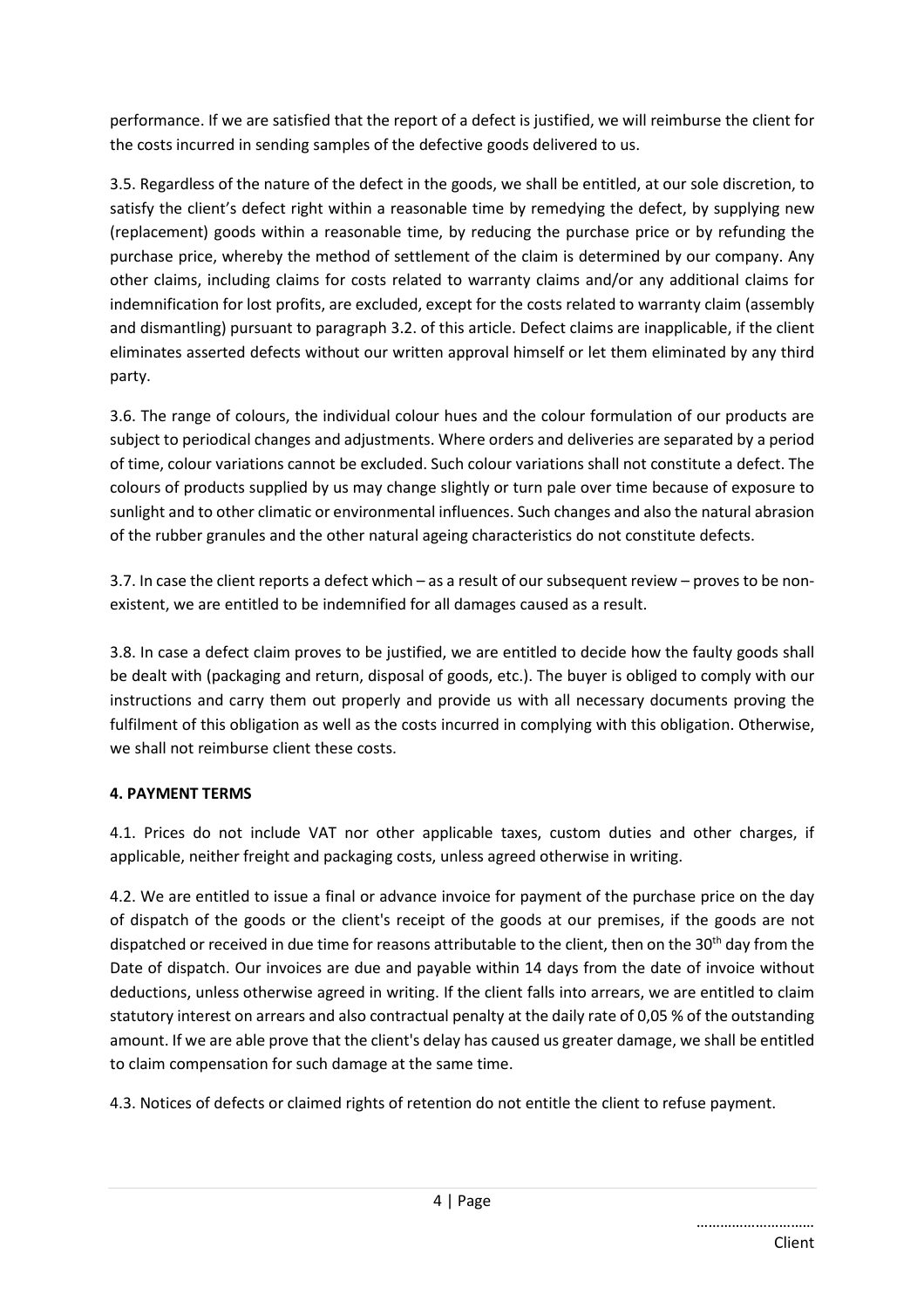performance. If we are satisfied that the report of a defect is justified, we will reimburse the client for the costs incurred in sending samples of the defective goods delivered to us.

3.5. Regardless of the nature of the defect in the goods, we shall be entitled, at our sole discretion, to satisfy the client's defect right within a reasonable time by remedying the defect, by supplying new (replacement) goods within a reasonable time, by reducing the purchase price or by refunding the purchase price, whereby the method of settlement of the claim is determined by our company. Any other claims, including claims for costs related to warranty claims and/or any additional claims for indemnification for lost profits, are excluded, except for the costs related to warranty claim (assembly and dismantling) pursuant to paragraph 3.2. of this article. Defect claims are inapplicable, if the client eliminates asserted defects without our written approval himself or let them eliminated by any third party.

3.6. The range of colours, the individual colour hues and the colour formulation of our products are subject to periodical changes and adjustments. Where orders and deliveries are separated by a period of time, colour variations cannot be excluded. Such colour variations shall not constitute a defect. The colours of products supplied by us may change slightly or turn pale over time because of exposure to sunlight and to other climatic or environmental influences. Such changes and also the natural abrasion of the rubber granules and the other natural ageing characteristics do not constitute defects.

3.7. In case the client reports a defect which – as a result of our subsequent review – proves to be non-existent, we are entitled to be indemnified for all damages caused as a result.

3.8. In case a defect claim proves to be justified, we are entitled to decide how the faulty goods shall be dealt with (packaging and return, disposal of goods, etc.). The buyer is obliged to comply with our instructions and carry them out properly and provide us with all necessary documents proving the fulfilment of this obligation as well as the costs incurred in complying with this obligation. Otherwise, we shall not reimburse client these costs.

**4. PAYMENT TERMS**

4.1. Prices do not include VAT nor other applicable taxes, custom duties and other charges, if applicable, neither freight and packaging costs, unless agreed otherwise in writing.

4.2. We are entitled to issue a final or advance invoice for payment of the purchase price on the day of dispatch of the goods or the client's receipt of the goods at our premises, if the goods are not dispatched or received in due time for reasons attributable to the client, then on the 30th day from the Date of dispatch. Our invoices are due and payable within 14 days from the date of invoice without deductions, unless otherwise agreed in writing. If the client falls into arrears, we are entitled to claim statutory interest on arrears and also contractual penalty at the daily rate of 0,05 % of the outstanding amount. If we are able prove that the client's delay has caused us greater damage, we shall be entitled to claim compensation for such damage at the same time.

4.3. Notices of defects or claimed rights of retention do not entitle the client to refuse payment.

…………………………
Client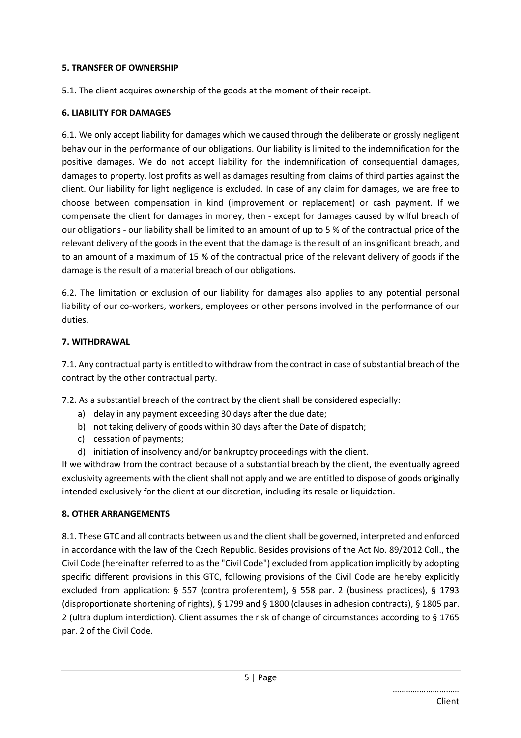### 5. TRANSFER OF OWNERSHIP

5.1. The client acquires ownership of the goods at the moment of their receipt.

### 6. LIABILITY FOR DAMAGES

6.1. We only accept liability for damages which we caused through the deliberate or grossly negligent behaviour in the performance of our obligations. Our liability is limited to the indemnification for the positive damages. We do not accept liability for the indemnification of consequential damages, damages to property, lost profits as well as damages resulting from claims of third parties against the client. Our liability for light negligence is excluded. In case of any claim for damages, we are free to choose between compensation in kind (improvement or replacement) or cash payment. If we compensate the client for damages in money, then - except for damages caused by wilful breach of our obligations - our liability shall be limited to an amount of up to 5 % of the contractual price of the relevant delivery of the goods in the event that the damage is the result of an insignificant breach, and to an amount of a maximum of 15 % of the contractual price of the relevant delivery of goods if the damage is the result of a material breach of our obligations.

6.2. The limitation or exclusion of our liability for damages also applies to any potential personal liability of our co-workers, workers, employees or other persons involved in the performance of our duties.

### 7. WITHDRAWAL

7.1. Any contractual party is entitled to withdraw from the contract in case of substantial breach of the contract by the other contractual party.

7.2. As a substantial breach of the contract by the client shall be considered especially:

a) delay in any payment exceeding 30 days after the due date;
b) not taking delivery of goods within 30 days after the Date of dispatch;
c) cessation of payments;
d) initiation of insolvency and/or bankruptcy proceedings with the client.

If we withdraw from the contract because of a substantial breach by the client, the eventually agreed exclusivity agreements with the client shall not apply and we are entitled to dispose of goods originally intended exclusively for the client at our discretion, including its resale or liquidation.

### 8. OTHER ARRANGEMENTS

8.1. These GTC and all contracts between us and the client shall be governed, interpreted and enforced in accordance with the law of the Czech Republic. Besides provisions of the Act No. 89/2012 Coll., the Civil Code (hereinafter referred to as the "Civil Code") excluded from application implicitly by adopting specific different provisions in this GTC, following provisions of the Civil Code are hereby explicitly excluded from application: § 557 (contra proferentem), § 558 par. 2 (business practices), § 1793 (disproportionate shortening of rights), § 1799 and § 1800 (clauses in adhesion contracts), § 1805 par. 2 (ultra duplum interdiction). Client assumes the risk of change of circumstances according to § 1765 par. 2 of the Civil Code.

..............................
Client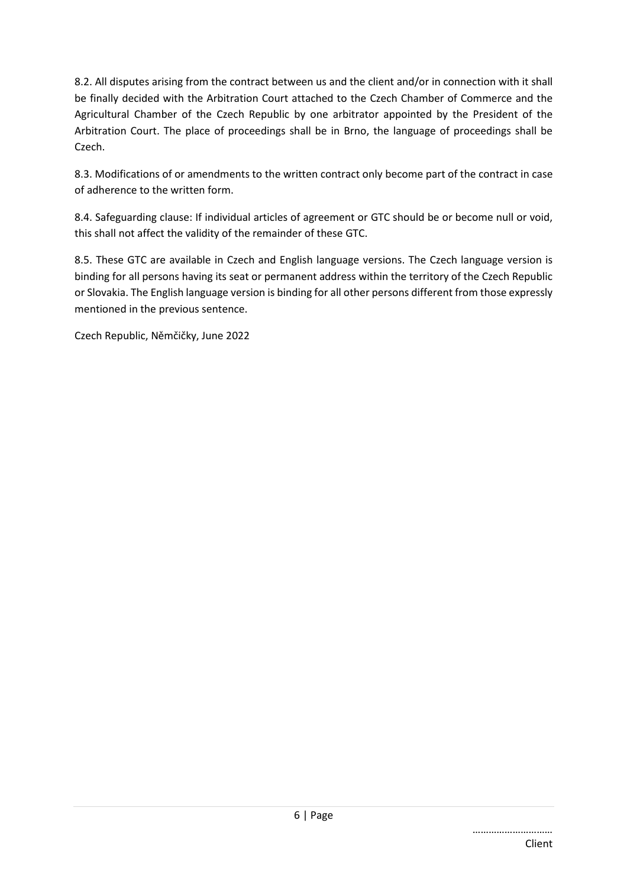8.2. All disputes arising from the contract between us and the client and/or in connection with it shall be finally decided with the Arbitration Court attached to the Czech Chamber of Commerce and the Agricultural Chamber of the Czech Republic by one arbitrator appointed by the President of the Arbitration Court. The place of proceedings shall be in Brno, the language of proceedings shall be Czech.

8.3. Modifications of or amendments to the written contract only become part of the contract in case of adherence to the written form.

8.4. Safeguarding clause: If individual articles of agreement or GTC should be or become null or void, this shall not affect the validity of the remainder of these GTC.

8.5. These GTC are available in Czech and English language versions. The Czech language version is binding for all persons having its seat or permanent address within the territory of the Czech Republic or Slovakia. The English language version is binding for all other persons different from those expressly mentioned in the previous sentence.

Czech Republic, Němčičky, June 2022

…………………………
Client